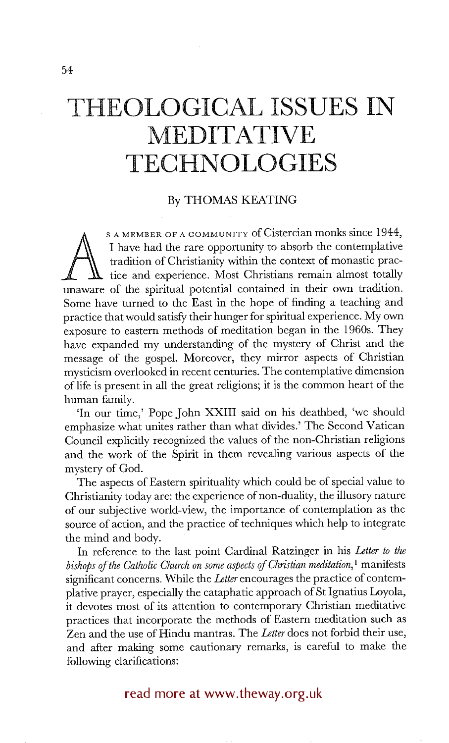# THEOLOGICAL ISSUES IN MEDITATIVE TECHNOLOGIES

By THOMAS KEATING

As a member of a community of Cistercian monks since 1944, I have had the rare opportunity to absorb the contemplative tradition of Christianity within the context of monastic practice and experience. Most Christians remain almost totally unaware of the spiritual potential contained in their own tradition. Some have turned to the East in the hope of finding a teaching and practice that would satisfy their hunger for spiritual experience. My own exposure to eastern methods of meditation began in the 1960s. They have expanded my understanding of the mystery of Christ and the message of the gospel. Moreover, they mirror aspects of Christian mysticism overlooked in recent centuries. The contemplative dimension of life is present in all the great religions; it is the common heart of the human family.

'In our time,' Pope John XXIII said on his deathbed, 'we should emphasize what unites rather than what divides.' The Second Vatican Council explicitly recognized the values of the non-Christian religions and the work of the Spirit in them revealing various aspects of the mystery of God.

The aspects of Eastern spirituality which could be of special value to Christianity today are: the experience of non-duality, the illusory nature of our subjective world-view, the importance of contemplation as the source of action, and the practice of techniques which help to integrate the mind and body.

In reference to the last point Cardinal Ratzinger in his *Letter to the bishops of the Catholic Church on some aspects of Christian meditation*,[1] manifests significant concerns. While the *Letter* encourages the practice of contemplative prayer, especially the cataphatic approach of St Ignatius Loyola, it devotes most of its attention to contemporary Christian meditative practices that incorporate the methods of Eastern meditation such as Zen and the use of Hindu mantras. The *Letter* does not forbid their use, and after making some cautionary remarks, is careful to make the following clarifications:

read more at www.theway.org.uk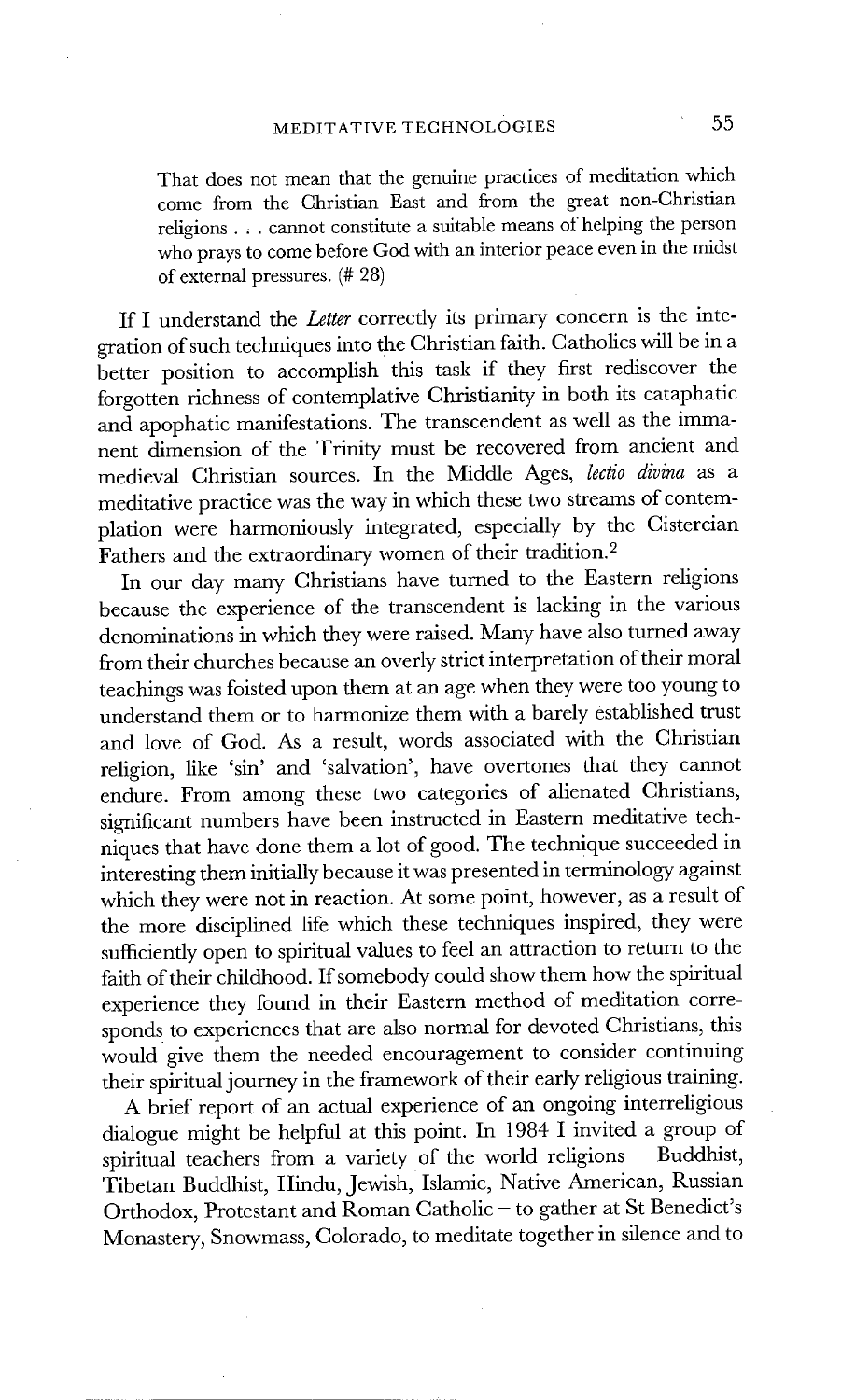> That does not mean that the genuine practices of meditation which come from the Christian East and from the great non-Christian religions . . . cannot constitute a suitable means of helping the person who prays to come before God with an interior peace even in the midst of external pressures. (# 28)

If I understand the *Letter* correctly its primary concern is the integration of such techniques into the Christian faith. Catholics will be in a better position to accomplish this task if they first rediscover the forgotten richness of contemplative Christianity in both its cataphatic and apophatic manifestations. The transcendent as well as the immanent dimension of the Trinity must be recovered from ancient and medieval Christian sources. In the Middle Ages, *lectio divina* as a meditative practice was the way in which these two streams of contemplation were harmoniously integrated, especially by the Cistercian Fathers and the extraordinary women of their tradition.[2]

In our day many Christians have turned to the Eastern religions because the experience of the transcendent is lacking in the various denominations in which they were raised. Many have also turned away from their churches because an overly strict interpretation of their moral teachings was foisted upon them at an age when they were too young to understand them or to harmonize them with a barely established trust and love of God. As a result, words associated with the Christian religion, like 'sin' and 'salvation', have overtones that they cannot endure. From among these two categories of alienated Christians, significant numbers have been instructed in Eastern meditative techniques that have done them a lot of good. The technique succeeded in interesting them initially because it was presented in terminology against which they were not in reaction. At some point, however, as a result of the more disciplined life which these techniques inspired, they were sufficiently open to spiritual values to feel an attraction to return to the faith of their childhood. If somebody could show them how the spiritual experience they found in their Eastern method of meditation corresponds to experiences that are also normal for devoted Christians, this would give them the needed encouragement to consider continuing their spiritual journey in the framework of their early religious training.

A brief report of an actual experience of an ongoing interreligious dialogue might be helpful at this point. In 1984 I invited a group of spiritual teachers from a variety of the world religions – Buddhist, Tibetan Buddhist, Hindu, Jewish, Islamic, Native American, Russian Orthodox, Protestant and Roman Catholic – to gather at St Benedict's Monastery, Snowmass, Colorado, to meditate together in silence and to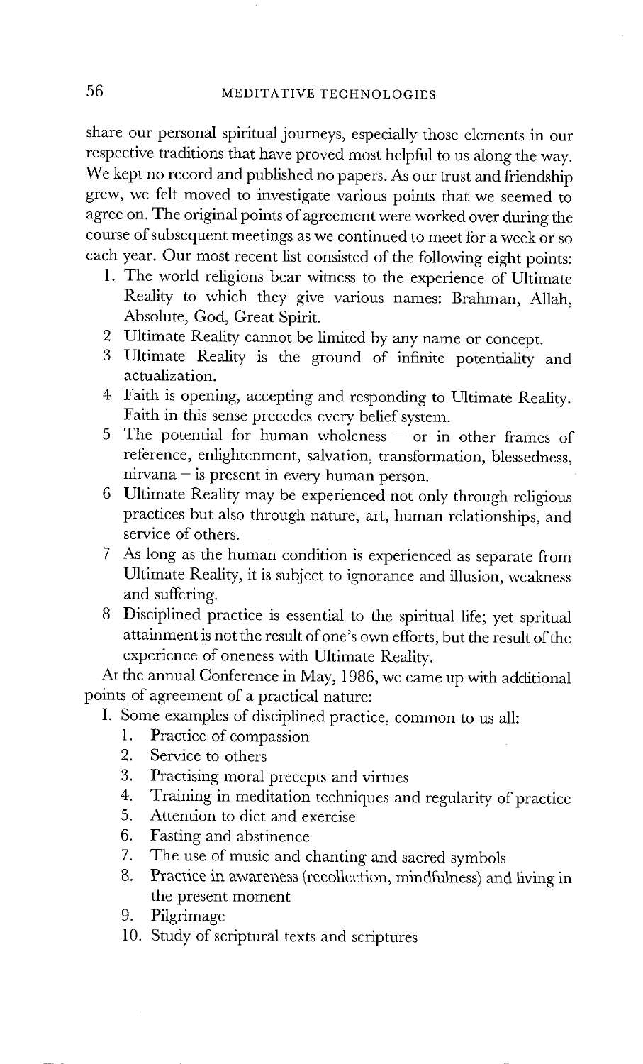share our personal spiritual journeys, especially those elements in our respective traditions that have proved most helpful to us along the way. We kept no record and published no papers. As our trust and friendship grew, we felt moved to investigate various points that we seemed to agree on. The original points of agreement were worked over during the course of subsequent meetings as we continued to meet for a week or so each year. Our most recent list consisted of the following eight points:

1. The world religions bear witness to the experience of Ultimate Reality to which they give various names: Brahman, Allah, Absolute, God, Great Spirit.
2. Ultimate Reality cannot be limited by any name or concept.
3. Ultimate Reality is the ground of infinite potentiality and actualization.
4. Faith is opening, accepting and responding to Ultimate Reality. Faith in this sense precedes every belief system.
5. The potential for human wholeness – or in other frames of reference, enlightenment, salvation, transformation, blessedness, nirvana – is present in every human person.
6. Ultimate Reality may be experienced not only through religious practices but also through nature, art, human relationships, and service of others.
7. As long as the human condition is experienced as separate from Ultimate Reality, it is subject to ignorance and illusion, weakness and suffering.
8. Disciplined practice is essential to the spiritual life; yet spritual attainment is not the result of one's own efforts, but the result of the experience of oneness with Ultimate Reality.

At the annual Conference in May, 1986, we came up with additional points of agreement of a practical nature:

I. Some examples of disciplined practice, common to us all:
   1. Practice of compassion
   2. Service to others
   3. Practising moral precepts and virtues
   4. Training in meditation techniques and regularity of practice
   5. Attention to diet and exercise
   6. Fasting and abstinence
   7. The use of music and chanting and sacred symbols
   8. Practice in awareness (recollection, mindfulness) and living in the present moment
   9. Pilgrimage
   10. Study of scriptural texts and scriptures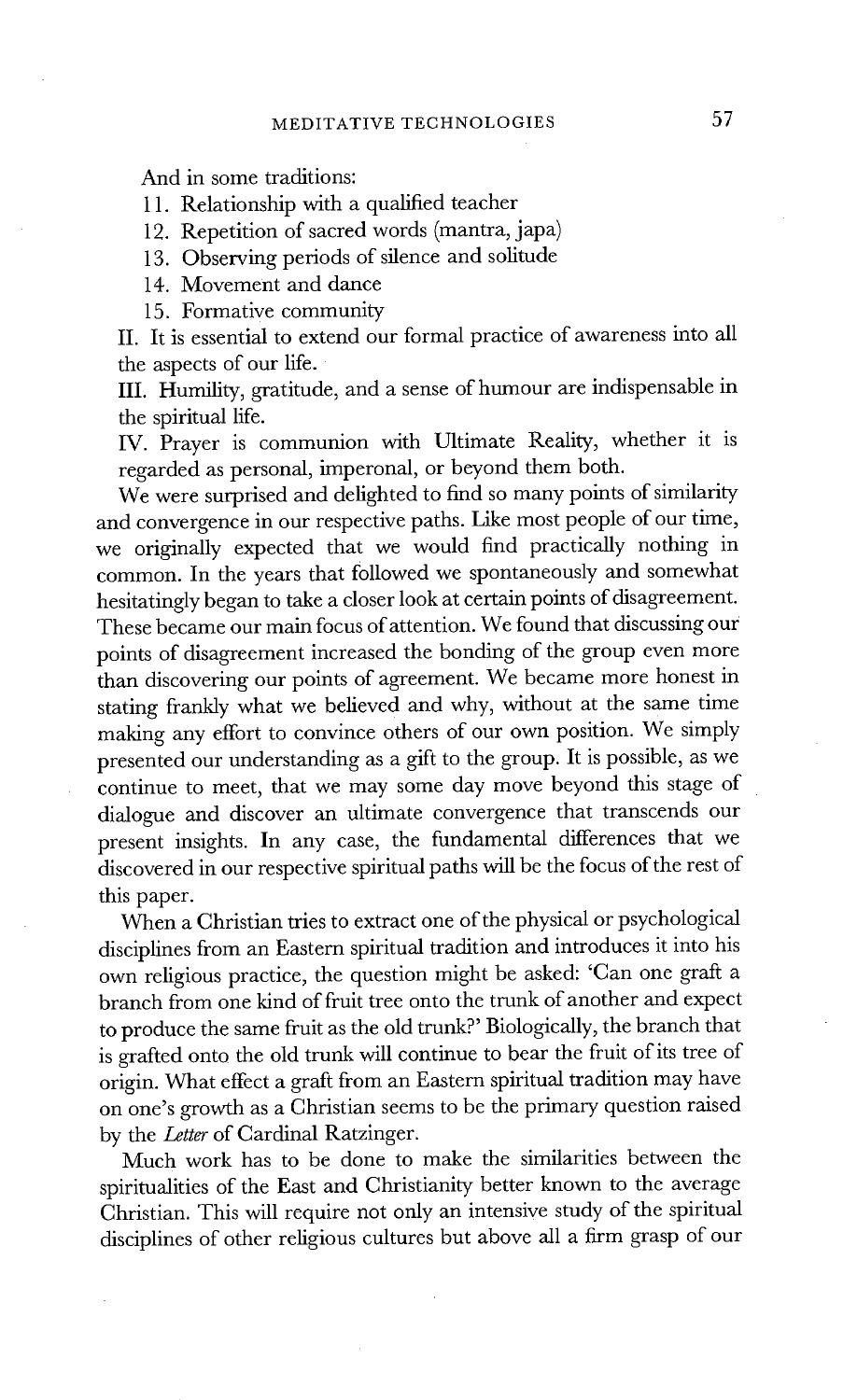And in some traditions:

11. Relationship with a qualified teacher
12. Repetition of sacred words (mantra, japa)
13. Observing periods of silence and solitude
14. Movement and dance
15. Formative community

II. It is essential to extend our formal practice of awareness into all the aspects of our life.

III. Humility, gratitude, and a sense of humour are indispensable in the spiritual life.

IV. Prayer is communion with Ultimate Reality, whether it is regarded as personal, imperonal, or beyond them both.

We were surprised and delighted to find so many points of similarity and convergence in our respective paths. Like most people of our time, we originally expected that we would find practically nothing in common. In the years that followed we spontaneously and somewhat hesitatingly began to take a closer look at certain points of disagreement. These became our main focus of attention. We found that discussing our points of disagreement increased the bonding of the group even more than discovering our points of agreement. We became more honest in stating frankly what we believed and why, without at the same time making any effort to convince others of our own position. We simply presented our understanding as a gift to the group. It is possible, as we continue to meet, that we may some day move beyond this stage of dialogue and discover an ultimate convergence that transcends our present insights. In any case, the fundamental differences that we discovered in our respective spiritual paths will be the focus of the rest of this paper.

When a Christian tries to extract one of the physical or psychological disciplines from an Eastern spiritual tradition and introduces it into his own religious practice, the question might be asked: 'Can one graft a branch from one kind of fruit tree onto the trunk of another and expect to produce the same fruit as the old trunk?' Biologically, the branch that is grafted onto the old trunk will continue to bear the fruit of its tree of origin. What effect a graft from an Eastern spiritual tradition may have on one's growth as a Christian seems to be the primary question raised by the *Letter* of Cardinal Ratzinger.

Much work has to be done to make the similarities between the spiritualities of the East and Christianity better known to the average Christian. This will require not only an intensive study of the spiritual disciplines of other religious cultures but above all a firm grasp of our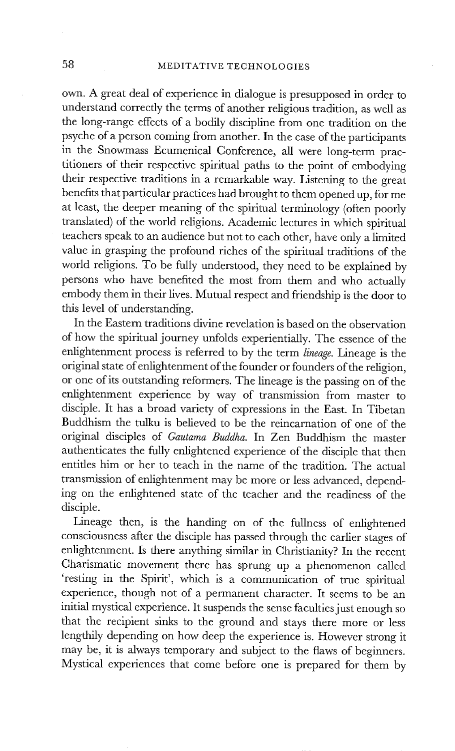own. A great deal of experience in dialogue is presupposed in order to understand correctly the terms of another religious tradition, as well as the long-range effects of a bodily discipline from one tradition on the psyche of a person coming from another. In the case of the participants in the Snowmass Ecumenical Conference, all were long-term practitioners of their respective spiritual paths to the point of embodying their respective traditions in a remarkable way. Listening to the great benefits that particular practices had brought to them opened up, for me at least, the deeper meaning of the spiritual terminology (often poorly translated) of the world religions. Academic lectures in which spiritual teachers speak to an audience but not to each other, have only a limited value in grasping the profound riches of the spiritual traditions of the world religions. To be fully understood, they need to be explained by persons who have benefited the most from them and who actually embody them in their lives. Mutual respect and friendship is the door to this level of understanding.

In the Eastern traditions divine revelation is based on the observation of how the spiritual journey unfolds experientially. The essence of the enlightenment process is referred to by the term *lineage*. Lineage is the original state of enlightenment of the founder or founders of the religion, or one of its outstanding reformers. The lineage is the passing on of the enlightenment experience by way of transmission from master to disciple. It has a broad variety of expressions in the East. In Tibetan Buddhism the tulku is believed to be the reincarnation of one of the original disciples of *Gautama Buddha*. In Zen Buddhism the master authenticates the fully enlightened experience of the disciple that then entitles him or her to teach in the name of the tradition. The actual transmission of enlightenment may be more or less advanced, depending on the enlightened state of the teacher and the readiness of the disciple.

Lineage then, is the handing on of the fullness of enlightened consciousness after the disciple has passed through the earlier stages of enlightenment. Is there anything similar in Christianity? In the recent Charismatic movement there has sprung up a phenomenon called 'resting in the Spirit', which is a communication of true spiritual experience, though not of a permanent character. It seems to be an initial mystical experience. It suspends the sense faculties just enough so that the recipient sinks to the ground and stays there more or less lengthily depending on how deep the experience is. However strong it may be, it is always temporary and subject to the flaws of beginners. Mystical experiences that come before one is prepared for them by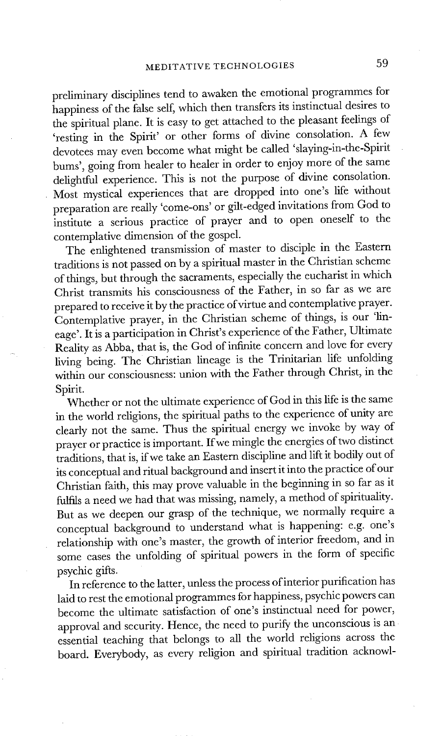preliminary disciplines tend to awaken the emotional programmes for happiness of the false self, which then transfers its instinctual desires to the spiritual plane. It is easy to get attached to the pleasant feelings of 'resting in the Spirit' or other forms of divine consolation. A few devotees may even become what might be called 'slaying-in-the-Spirit bums', going from healer to healer in order to enjoy more of the same delightful experience. This is not the purpose of divine consolation. Most mystical experiences that are dropped into one's life without preparation are really 'come-ons' or gilt-edged invitations from God to institute a serious practice of prayer and to open oneself to the contemplative dimension of the gospel.

The enlightened transmission of master to disciple in the Eastern traditions is not passed on by a spiritual master in the Christian scheme of things, but through the sacraments, especially the eucharist in which Christ transmits his consciousness of the Father, in so far as we are prepared to receive it by the practice of virtue and contemplative prayer. Contemplative prayer, in the Christian scheme of things, is our 'lineage'. It is a participation in Christ's experience of the Father, Ultimate Reality as Abba, that is, the God of infinite concern and love for every living being. The Christian lineage is the Trinitarian life unfolding within our consciousness: union with the Father through Christ, in the Spirit.

Whether or not the ultimate experience of God in this life is the same in the world religions, the spiritual paths to the experience of unity are clearly not the same. Thus the spiritual energy we invoke by way of prayer or practice is important. If we mingle the energies of two distinct traditions, that is, if we take an Eastern discipline and lift it bodily out of its conceptual and ritual background and insert it into the practice of our Christian faith, this may prove valuable in the beginning in so far as it fulfils a need we had that was missing, namely, a method of spirituality. But as we deepen our grasp of the technique, we normally require a conceptual background to understand what is happening: e.g. one's relationship with one's master, the growth of interior freedom, and in some cases the unfolding of spiritual powers in the form of specific psychic gifts.

In reference to the latter, unless the process of interior purification has laid to rest the emotional programmes for happiness, psychic powers can become the ultimate satisfaction of one's instinctual need for power, approval and security. Hence, the need to purify the unconscious is an essential teaching that belongs to all the world religions across the board. Everybody, as every religion and spiritual tradition acknowl-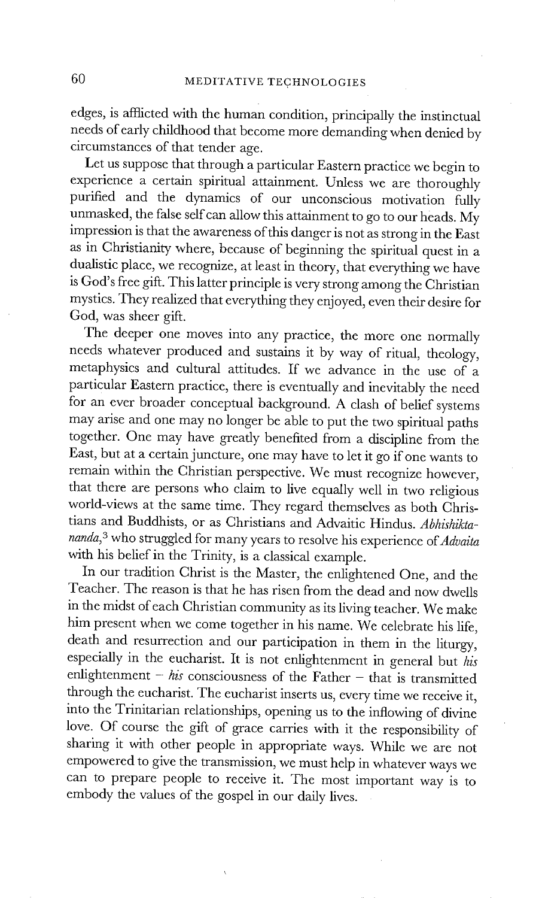edges, is afflicted with the human condition, principally the instinctual needs of early childhood that become more demanding when denied by circumstances of that tender age.

Let us suppose that through a particular Eastern practice we begin to experience a certain spiritual attainment. Unless we are thoroughly purified and the dynamics of our unconscious motivation fully unmasked, the false self can allow this attainment to go to our heads. My impression is that the awareness of this danger is not as strong in the East as in Christianity where, because of beginning the spiritual quest in a dualistic place, we recognize, at least in theory, that everything we have is God's free gift. This latter principle is very strong among the Christian mystics. They realized that everything they enjoyed, even their desire for God, was sheer gift.

The deeper one moves into any practice, the more one normally needs whatever produced and sustains it by way of ritual, theology, metaphysics and cultural attitudes. If we advance in the use of a particular Eastern practice, there is eventually and inevitably the need for an ever broader conceptual background. A clash of belief systems may arise and one may no longer be able to put the two spiritual paths together. One may have greatly benefited from a discipline from the East, but at a certain juncture, one may have to let it go if one wants to remain within the Christian perspective. We must recognize however, that there are persons who claim to live equally well in two religious world-views at the same time. They regard themselves as both Christians and Buddhists, or as Christians and Advaitic Hindus. *Abhishiktananda*,[3] who struggled for many years to resolve his experience of *Advaita* with his belief in the Trinity, is a classical example.

In our tradition Christ is the Master, the enlightened One, and the Teacher. The reason is that he has risen from the dead and now dwells in the midst of each Christian community as its living teacher. We make him present when we come together in his name. We celebrate his life, death and resurrection and our participation in them in the liturgy, especially in the eucharist. It is not enlightenment in general but *his* enlightenment – *his* consciousness of the Father – that is transmitted through the eucharist. The eucharist inserts us, every time we receive it, into the Trinitarian relationships, opening us to the inflowing of divine love. Of course the gift of grace carries with it the responsibility of sharing it with other people in appropriate ways. While we are not empowered to give the transmission, we must help in whatever ways we can to prepare people to receive it. The most important way is to embody the values of the gospel in our daily lives.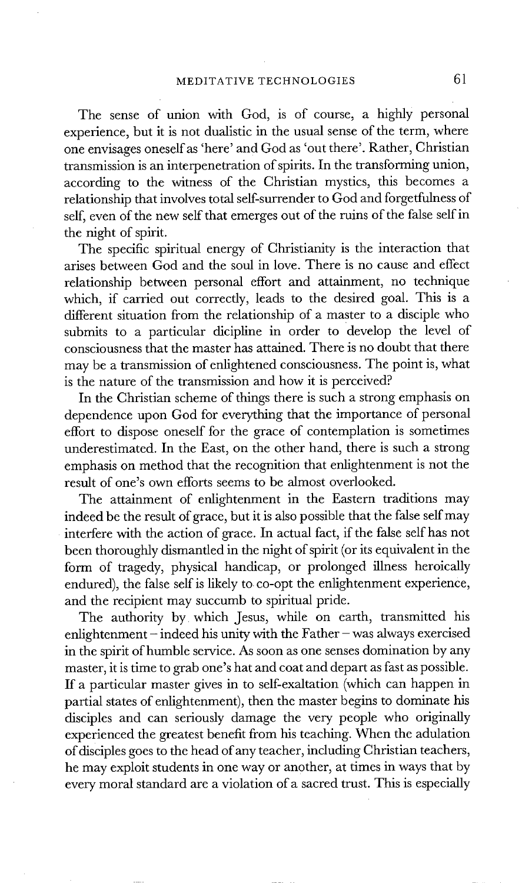The sense of union with God, is of course, a highly personal experience, but it is not dualistic in the usual sense of the term, where one envisages oneself as 'here' and God as 'out there'. Rather, Christian transmission is an interpenetration of spirits. In the transforming union, according to the witness of the Christian mystics, this becomes a relationship that involves total self-surrender to God and forgetfulness of self, even of the new self that emerges out of the ruins of the false self in the night of spirit.

The specific spiritual energy of Christianity is the interaction that arises between God and the soul in love. There is no cause and effect relationship between personal effort and attainment, no technique which, if carried out correctly, leads to the desired goal. This is a different situation from the relationship of a master to a disciple who submits to a particular dicipline in order to develop the level of consciousness that the master has attained. There is no doubt that there may be a transmission of enlightened consciousness. The point is, what is the nature of the transmission and how it is perceived?

In the Christian scheme of things there is such a strong emphasis on dependence upon God for everything that the importance of personal effort to dispose oneself for the grace of contemplation is sometimes underestimated. In the East, on the other hand, there is such a strong emphasis on method that the recognition that enlightenment is not the result of one's own efforts seems to be almost overlooked.

The attainment of enlightenment in the Eastern traditions may indeed be the result of grace, but it is also possible that the false self may interfere with the action of grace. In actual fact, if the false self has not been thoroughly dismantled in the night of spirit (or its equivalent in the form of tragedy, physical handicap, or prolonged illness heroically endured), the false self is likely to co-opt the enlightenment experience, and the recipient may succumb to spiritual pride.

The authority by which Jesus, while on earth, transmitted his enlightenment – indeed his unity with the Father – was always exercised in the spirit of humble service. As soon as one senses domination by any master, it is time to grab one's hat and coat and depart as fast as possible. If a particular master gives in to self-exaltation (which can happen in partial states of enlightenment), then the master begins to dominate his disciples and can seriously damage the very people who originally experienced the greatest benefit from his teaching. When the adulation of disciples goes to the head of any teacher, including Christian teachers, he may exploit students in one way or another, at times in ways that by every moral standard are a violation of a sacred trust. This is especially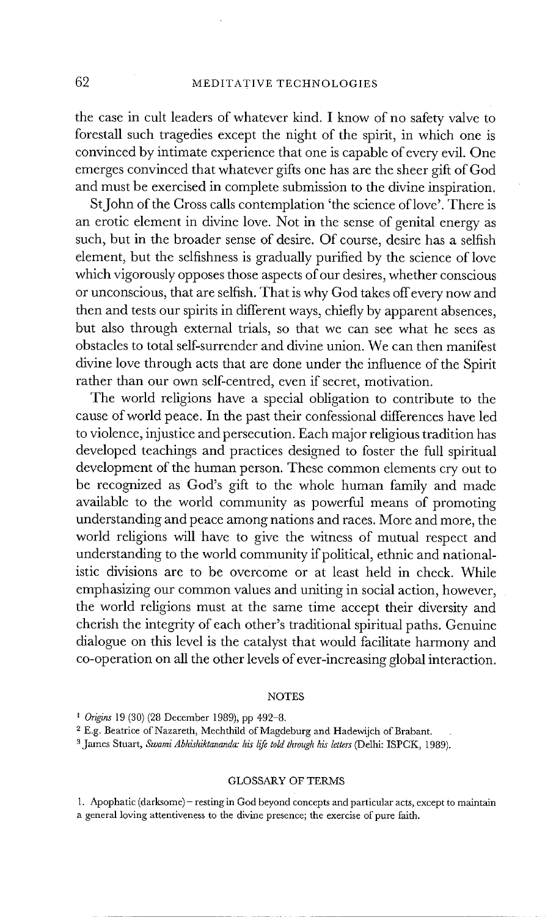the case in cult leaders of whatever kind. I know of no safety valve to forestall such tragedies except the night of the spirit, in which one is convinced by intimate experience that one is capable of every evil. One emerges convinced that whatever gifts one has are the sheer gift of God and must be exercised in complete submission to the divine inspiration.

St John of the Cross calls contemplation 'the science of love'. There is an erotic element in divine love. Not in the sense of genital energy as such, but in the broader sense of desire. Of course, desire has a selfish element, but the selfishness is gradually purified by the science of love which vigorously opposes those aspects of our desires, whether conscious or unconscious, that are selfish. That is why God takes off every now and then and tests our spirits in different ways, chiefly by apparent absences, but also through external trials, so that we can see what he sees as obstacles to total self-surrender and divine union. We can then manifest divine love through acts that are done under the influence of the Spirit rather than our own self-centred, even if secret, motivation.

The world religions have a special obligation to contribute to the cause of world peace. In the past their confessional differences have led to violence, injustice and persecution. Each major religious tradition has developed teachings and practices designed to foster the full spiritual development of the human person. These common elements cry out to be recognized as God's gift to the whole human family and made available to the world community as powerful means of promoting understanding and peace among nations and races. More and more, the world religions will have to give the witness of mutual respect and understanding to the world community if political, ethnic and nationalistic divisions are to be overcome or at least held in check. While emphasizing our common values and uniting in social action, however, the world religions must at the same time accept their diversity and cherish the integrity of each other's traditional spiritual paths. Genuine dialogue on this level is the catalyst that would facilitate harmony and co-operation on all the other levels of ever-increasing global interaction.

## NOTES

[1] *Origins* 19 (30) (28 December 1989), pp 492–8.

[2] E.g. Beatrice of Nazareth, Mechthild of Magdeburg and Hadewijch of Brabant.

[3] James Stuart, *Swami Abhishiktananda: his life told through his letters* (Delhi: ISPCK, 1989).

## GLOSSARY OF TERMS

1. Apophatic (darksome) – resting in God beyond concepts and particular acts, except to maintain a general loving attentiveness to the divine presence; the exercise of pure faith.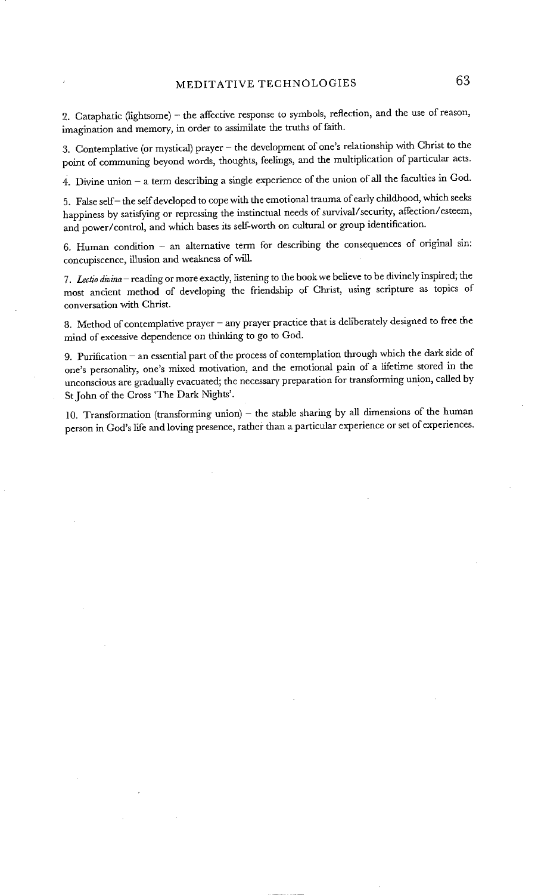2. Cataphatic (lightsome) – the affective response to symbols, reflection, and the use of reason, imagination and memory, in order to assimilate the truths of faith.

3. Contemplative (or mystical) prayer – the development of one's relationship with Christ to the point of communing beyond words, thoughts, feelings, and the multiplication of particular acts.

4. Divine union – a term describing a single experience of the union of all the faculties in God.

5. False self – the self developed to cope with the emotional trauma of early childhood, which seeks happiness by satisfying or repressing the instinctual needs of survival/security, affection/esteem, and power/control, and which bases its self-worth on cultural or group identification.

6. Human condition – an alternative term for describing the consequences of original sin: concupiscence, illusion and weakness of will.

7. *Lectio divina* – reading or more exactly, listening to the book we believe to be divinely inspired; the most ancient method of developing the friendship of Christ, using scripture as topics of conversation with Christ.

8. Method of contemplative prayer – any prayer practice that is deliberately designed to free the mind of excessive dependence on thinking to go to God.

9. Purification – an essential part of the process of contemplation through which the dark side of one's personality, one's mixed motivation, and the emotional pain of a lifetime stored in the unconscious are gradually evacuated; the necessary preparation for transforming union, called by St John of the Cross 'The Dark Nights'.

10. Transformation (transforming union) – the stable sharing by all dimensions of the human person in God's life and loving presence, rather than a particular experience or set of experiences.